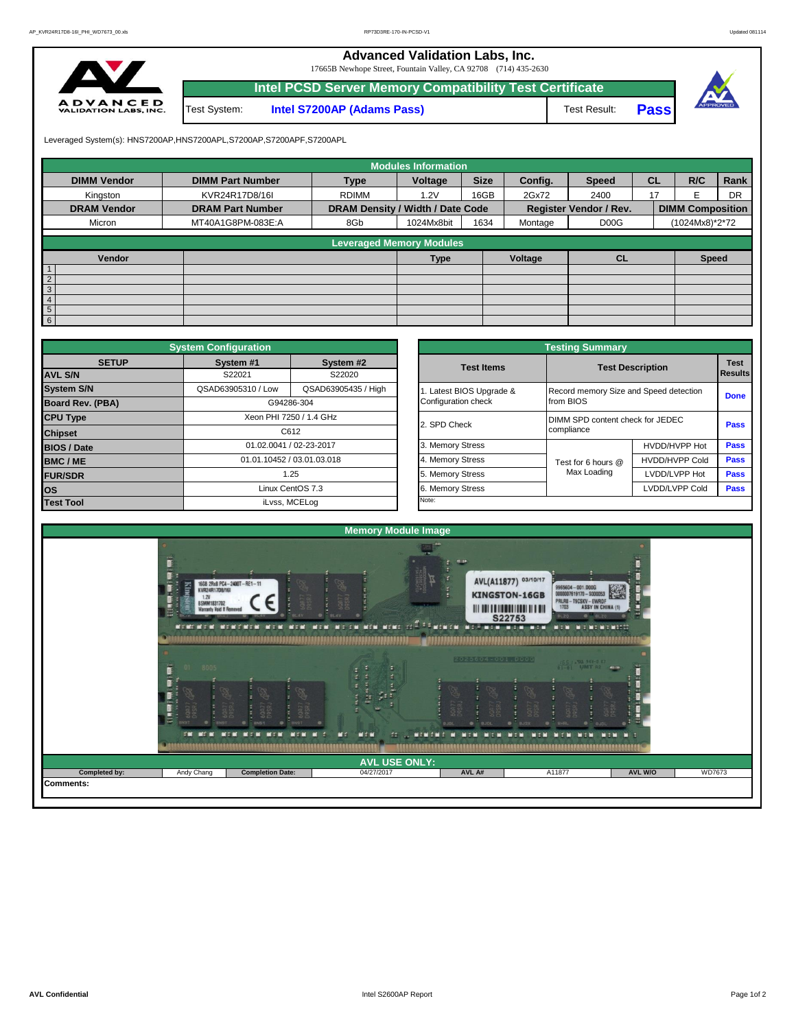# Advanced Validation Labs, Inc.

17665B Newhope Street, Fountain Valley, CA 92708 (714) 435-2630

## Intel PCSD Server Memory Compatibility Test Certificate

| Test System: | Intel S7200AP (Adams Pass) | Test Result: | Pass |
|---|---|---|---|

Leveraged System(s): HNS7200AP,HNS7200APL,S7200AP,S7200APF,S7200APL

### Modules Information

| DIMM Vendor | DIMM Part Number | Type | Voltage | Size | Config. | Speed | CL | R/C | Rank |
|---|---|---|---|---|---|---|---|---|---|
| Kingston | KVR24R17D8/16I | RDIMM | 1.2V | 16GB | 2Gx72 | 2400 | 17 | E | DR |
| **DRAM Vendor** | **DRAM Part Number** | **DRAM Density / Width / Date Code** | | | **Register Vendor / Rev.** | | | **DIMM Composition** | |
| Micron | MT40A1G8PM-083E:A | 8Gb | 1024Mx8bit | 1634 | Montage | D00G | | (1024Mx8)*2*72 | |

### Leveraged Memory Modules

| | Vendor | | Type | Voltage | CL | Speed |
|---|---|---|---|---|---|---|
| 1 | | | | | | |
| 2 | | | | | | |
| 3 | | | | | | |
| 4 | | | | | | |
| 5 | | | | | | |
| 6 | | | | | | |

### System Configuration

| SETUP | System #1 | System #2 |
|---|---|---|
| AVL S/N | S22021 | S22020 |
| System S/N | QSAD63905310 / Low | QSAD63905435 / High |
| Board Rev. (PBA) | G94286-304 | |
| CPU Type | Xeon PHI 7250 / 1.4 GHz | |
| Chipset | C612 | |
| BIOS / Date | 01.02.0041 / 02-23-2017 | |
| BMC / ME | 01.01.10452 / 03.01.03.018 | |
| FUR/SDR | 1.25 | |
| OS | Linux CentOS 7.3 | |
| Test Tool | iLvss, MCELog | |

### Testing Summary

| Test Items | Test Description | | Test Results |
|---|---|---|---|
| 1. Latest BIOS Upgrade & Configuration check | Record memory Size and Speed detection from BIOS | | Done |
| 2. SPD Check | DIMM SPD content check for JEDEC compliance | | Pass |
| 3. Memory Stress | Test for 6 hours @ Max Loading | HVDD/HVPP Hot | Pass |
| 4. Memory Stress | | HVDD/HVPP Cold | Pass |
| 5. Memory Stress | | LVDD/LVPP Hot | Pass |
| 6. Memory Stress | | LVDD/LVPP Cold | Pass |
| Note: | | | |

### Memory Module Image

### AVL USE ONLY:

| Completed by: | Andy Chang | Completion Date: | 04/27/2017 | AVL A# | A11877 | AVL W/O | WD7673 |
|---|---|---|---|---|---|---|---|

Comments: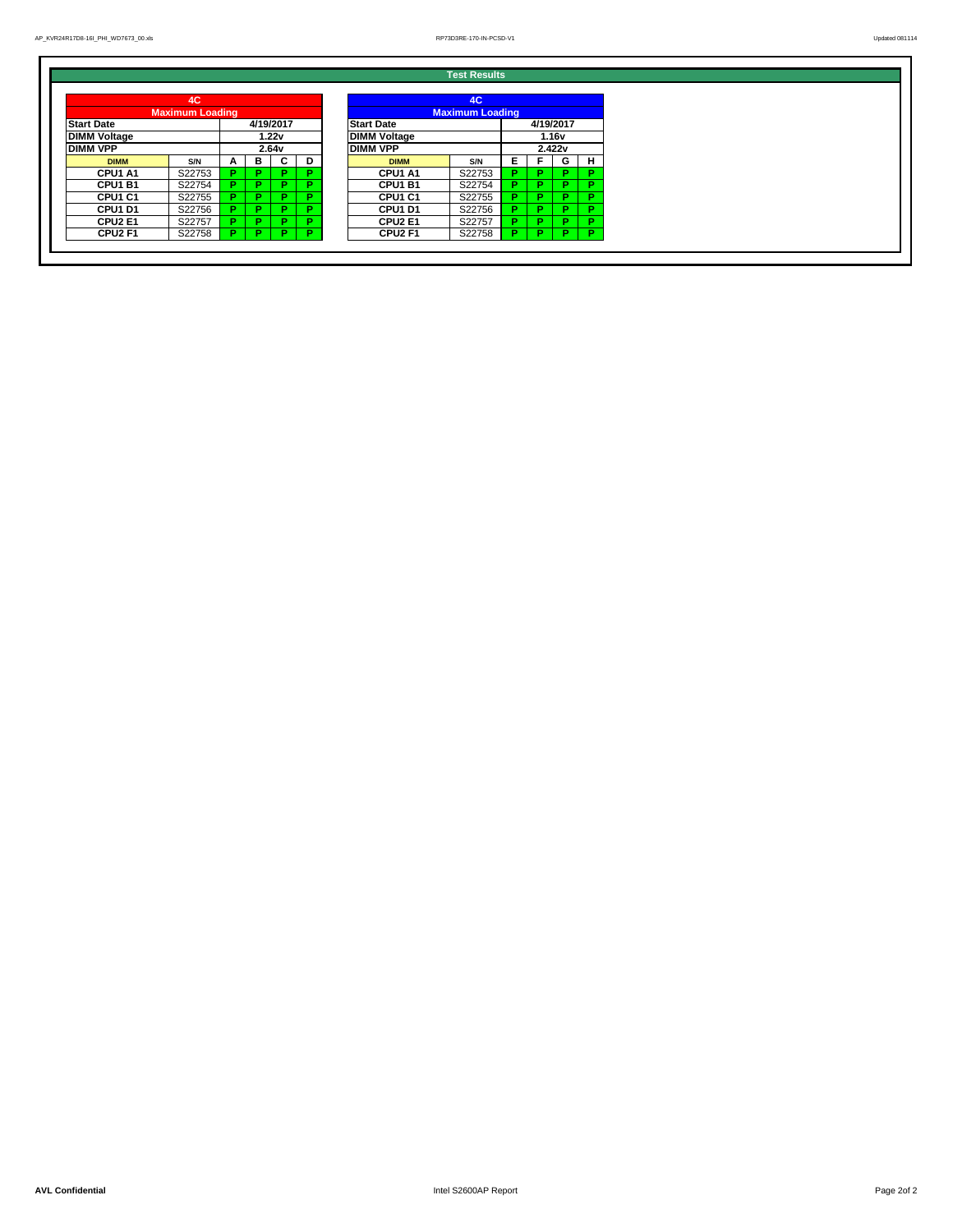## Test Results

| 4C Maximum Loading | | | | | |
| --- | --- | --- | --- | --- | --- |
| Start Date | | 4/19/2017 | | | |
| DIMM Voltage | | 1.22v | | | |
| DIMM VPP | | 2.64v | | | |
| DIMM | S/N | A | B | C | D |
| CPU1 A1 | S22753 | P | P | P | P |
| CPU1 B1 | S22754 | P | P | P | P |
| CPU1 C1 | S22755 | P | P | P | P |
| CPU1 D1 | S22756 | P | P | P | P |
| CPU2 E1 | S22757 | P | P | P | P |
| CPU2 F1 | S22758 | P | P | P | P |

| 4C Maximum Loading | | | | | |
| --- | --- | --- | --- | --- | --- |
| Start Date | | 4/19/2017 | | | |
| DIMM Voltage | | 1.16v | | | |
| DIMM VPP | | 2.422v | | | |
| DIMM | S/N | E | F | G | H |
| CPU1 A1 | S22753 | P | P | P | P |
| CPU1 B1 | S22754 | P | P | P | P |
| CPU1 C1 | S22755 | P | P | P | P |
| CPU1 D1 | S22756 | P | P | P | P |
| CPU2 E1 | S22757 | P | P | P | P |
| CPU2 F1 | S22758 | P | P | P | P |